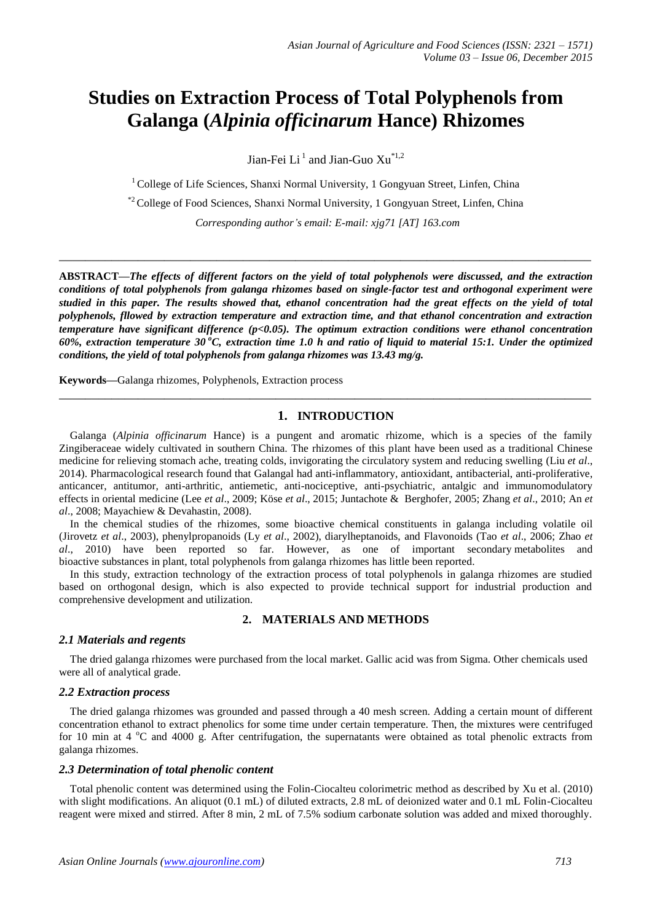# Studies on Extraction Process of Total Polyphenols from Galanga (*Alpinia officinarum* Hance) Rhizomes

Jian-Fei Li[1] and Jian-Guo Xu[*1,2]

[1] College of Life Sciences, Shanxi Normal University, 1 Gongyuan Street, Linfen, China

[*2] College of Food Sciences, Shanxi Normal University, 1 Gongyuan Street, Linfen, China

*Corresponding author's email: E-mail: xjg71 [AT] 163.com*

---

**ABSTRACT—*The effects of different factors on the yield of total polyphenols were discussed, and the extraction conditions of total polyphenols from galanga rhizomes based on single-factor test and orthogonal experiment were studied in this paper. The results showed that, ethanol concentration had the great effects on the yield of total polyphenols, fllowed by extraction temperature and extraction time, and that ethanol concentration and extraction temperature have significant difference ($p$<0.05). The optimum extraction conditions were ethanol concentration 60%, extraction temperature 30 $^oC$, extraction time 1.0 h and ratio of liquid to material 15:1. Under the optimized conditions, the yield of total polyphenols from galanga rhizomes was 13.43 mg/g.***

**Keywords**—Galanga rhizomes, Polyphenols, Extraction process

---

## 1. INTRODUCTION

Galanga (*Alpinia officinarum* Hance) is a pungent and aromatic rhizome, which is a species of the family Zingiberaceae widely cultivated in southern China. The rhizomes of this plant have been used as a traditional Chinese medicine for relieving stomach ache, treating colds, invigorating the circulatory system and reducing swelling (Liu *et al*., 2014). Pharmacological research found that Galangal had anti-inflammatory, antioxidant, antibacterial, anti-proliferative, anticancer, antitumor, anti-arthritic, antiemetic, anti-nociceptive, anti-psychiatric, antalgic and immunomodulatory effects in oriental medicine (Lee *et al*., 2009; Köse *et al*., 2015; Juntachote & Berghofer, 2005; Zhang *et al*., 2010; An *et al*., 2008; Mayachiew & Devahastin, 2008).

In the chemical studies of the rhizomes, some bioactive chemical constituents in galanga including volatile oil (Jirovetz *et al*., 2003), phenylpropanoids (Ly *et al*., 2002), diarylheptanoids, and Flavonoids (Tao *et al*., 2006; Zhao *et al*., 2010) have been reported so far. However, as one of important secondary metabolites and bioactive substances in plant, total polyphenols from galanga rhizomes has little been reported.

In this study, extraction technology of the extraction process of total polyphenols in galanga rhizomes are studied based on orthogonal design, which is also expected to provide technical support for industrial production and comprehensive development and utilization.

## 2. MATERIALS AND METHODS

### *2.1 Materials and regents*

The dried galanga rhizomes were purchased from the local market. Gallic acid was from Sigma. Other chemicals used were all of analytical grade.

### *2.2 Extraction process*

The dried galanga rhizomes was grounded and passed through a 40 mesh screen. Adding a certain mount of different concentration ethanol to extract phenolics for some time under certain temperature. Then, the mixtures were centrifuged for 10 min at 4 $^oC$ and 4000 g. After centrifugation, the supernatants were obtained as total phenolic extracts from galanga rhizomes.

### *2.3 Determination of total phenolic content*

Total phenolic content was determined using the Folin-Ciocalteu colorimetric method as described by Xu et al. (2010) with slight modifications. An aliquot (0.1 mL) of diluted extracts, 2.8 mL of deionized water and 0.1 mL Folin-Ciocalteu reagent were mixed and stirred. After 8 min, 2 mL of 7.5% sodium carbonate solution was added and mixed thoroughly.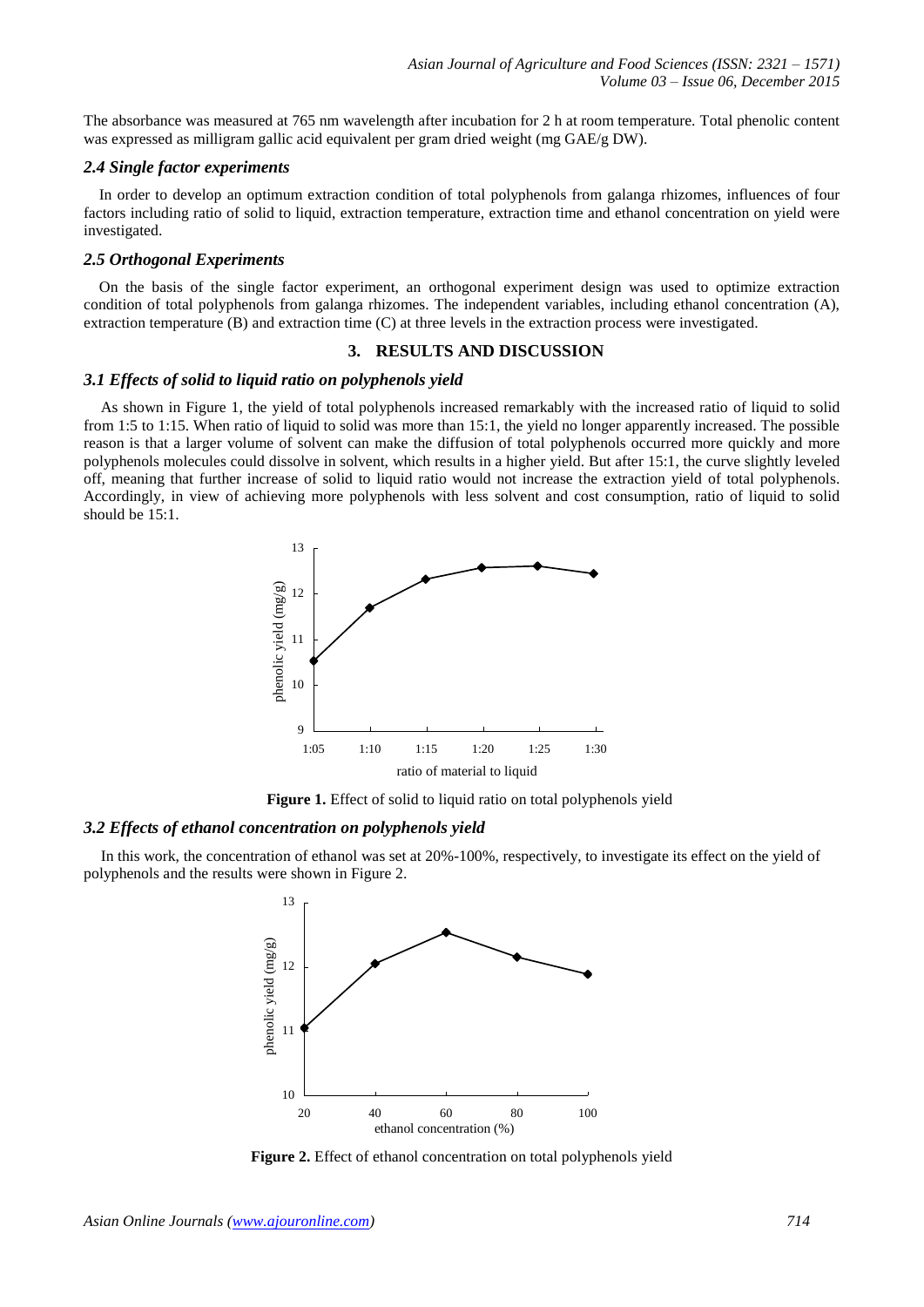The absorbance was measured at 765 nm wavelength after incubation for 2 h at room temperature. Total phenolic content was expressed as milligram gallic acid equivalent per gram dried weight (mg GAE/g DW).

### *2.4 Single factor experiments*

In order to develop an optimum extraction condition of total polyphenols from galanga rhizomes, influences of four factors including ratio of solid to liquid, extraction temperature, extraction time and ethanol concentration on yield were investigated.

### *2.5 Orthogonal Experiments*

On the basis of the single factor experiment, an orthogonal experiment design was used to optimize extraction condition of total polyphenols from galanga rhizomes. The independent variables, including ethanol concentration (A), extraction temperature (B) and extraction time (C) at three levels in the extraction process were investigated.

## 3. RESULTS AND DISCUSSION

### *3.1 Effects of solid to liquid ratio on polyphenols yield*

As shown in Figure 1, the yield of total polyphenols increased remarkably with the increased ratio of liquid to solid from 1:5 to 1:15. When ratio of liquid to solid was more than 15:1, the yield no longer apparently increased. The possible reason is that a larger volume of solvent can make the diffusion of total polyphenols occurred more quickly and more polyphenols molecules could dissolve in solvent, which results in a higher yield. But after 15:1, the curve slightly leveled off, meaning that further increase of solid to liquid ratio would not increase the extraction yield of total polyphenols. Accordingly, in view of achieving more polyphenols with less solvent and cost consumption, ratio of liquid to solid should be 15:1.

**Figure 1.** Effect of solid to liquid ratio on total polyphenols yield

### *3.2 Effects of ethanol concentration on polyphenols yield*

In this work, the concentration of ethanol was set at 20%-100%, respectively, to investigate its effect on the yield of polyphenols and the results were shown in Figure 2.

**Figure 2.** Effect of ethanol concentration on total polyphenols yield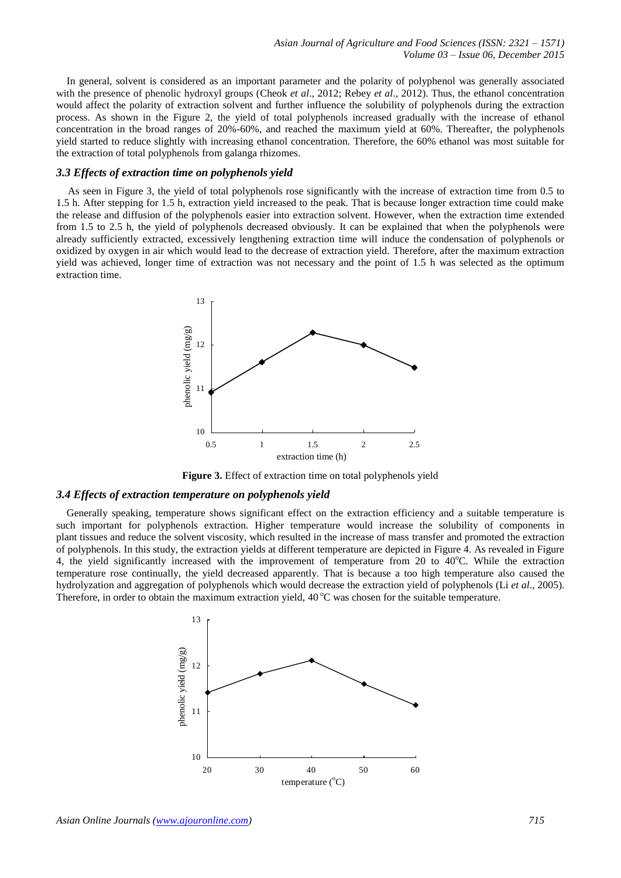In general, solvent is considered as an important parameter and the polarity of polyphenol was generally associated with the presence of phenolic hydroxyl groups (Cheok *et al*., 2012; Rebey *et al*., 2012). Thus, the ethanol concentration would affect the polarity of extraction solvent and further influence the solubility of polyphenols during the extraction process. As shown in the Figure 2, the yield of total polyphenols increased gradually with the increase of ethanol concentration in the broad ranges of 20%-60%, and reached the maximum yield at 60%. Thereafter, the polyphenols yield started to reduce slightly with increasing ethanol concentration. Therefore, the 60% ethanol was most suitable for the extraction of total polyphenols from galanga rhizomes.

### *3.3 Effects of extraction time on polyphenols yield*

As seen in Figure 3, the yield of total polyphenols rose significantly with the increase of extraction time from 0.5 to 1.5 h. After stepping for 1.5 h, extraction yield increased to the peak. That is because longer extraction time could make the release and diffusion of the polyphenols easier into extraction solvent. However, when the extraction time extended from 1.5 to 2.5 h, the yield of polyphenols decreased obviously. It can be explained that when the polyphenols were already sufficiently extracted, excessively lengthening extraction time will induce the condensation of polyphenols or oxidized by oxygen in air which would lead to the decrease of extraction yield. Therefore, after the maximum extraction yield was achieved, longer time of extraction was not necessary and the point of 1.5 h was selected as the optimum extraction time.

**Figure 3.** Effect of extraction time on total polyphenols yield

### *3.4 Effects of extraction temperature on polyphenols yield*

Generally speaking, temperature shows significant effect on the extraction efficiency and a suitable temperature is such important for polyphenols extraction. Higher temperature would increase the solubility of components in plant tissues and reduce the solvent viscosity, which resulted in the increase of mass transfer and promoted the extraction of polyphenols. In this study, the extraction yields at different temperature are depicted in Figure 4. As revealed in Figure 4, the yield significantly increased with the improvement of temperature from 20 to 40$^{o}$C. While the extraction temperature rose continually, the yield decreased apparently. That is because a too high temperature also caused the hydrolyzation and aggregation of polyphenols which would decrease the extraction yield of polyphenols (Li *et al*., 2005). Therefore, in order to obtain the maximum extraction yield, 40 $^{o}$C was chosen for the suitable temperature.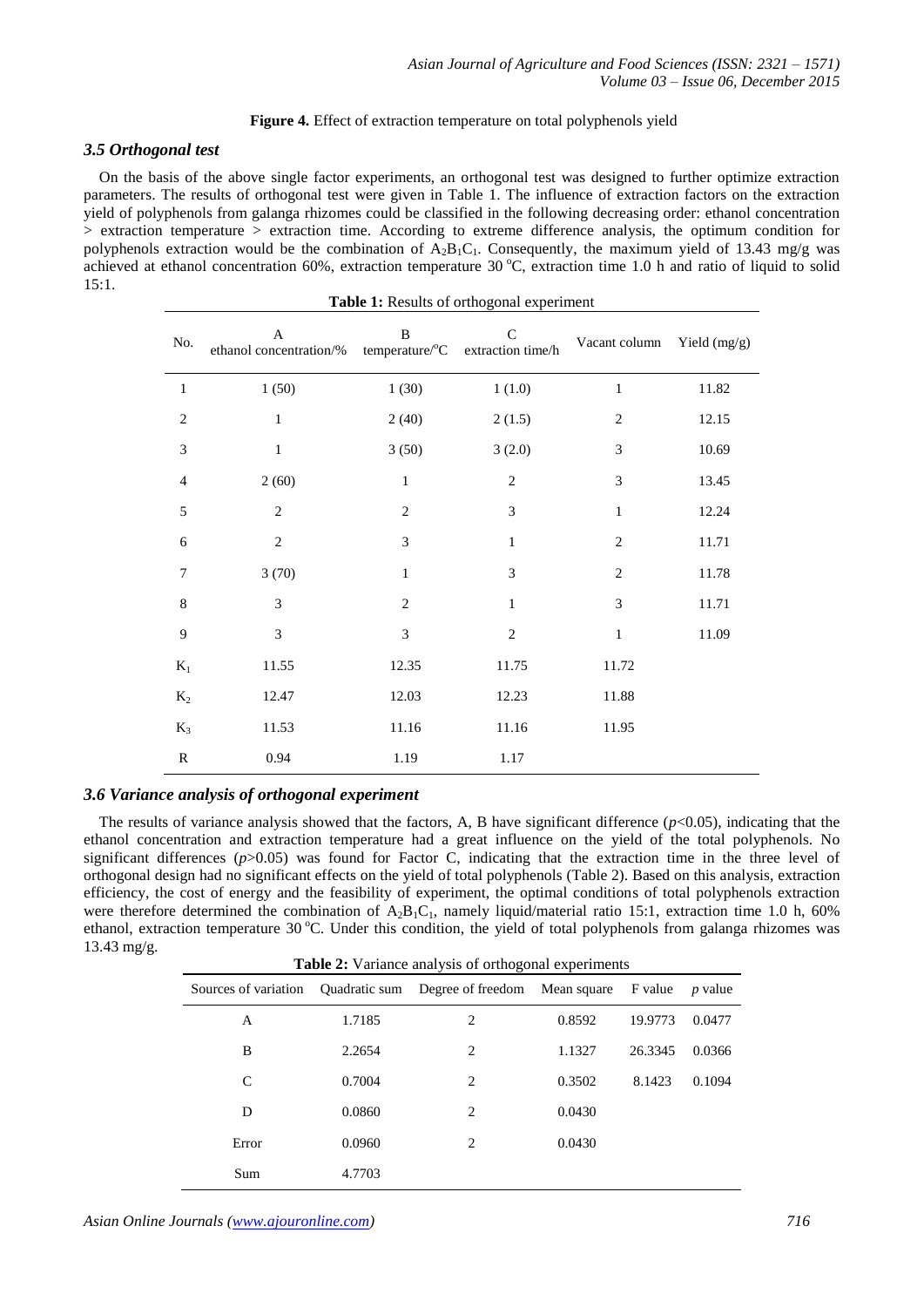**Figure 4.** Effect of extraction temperature on total polyphenols yield

### *3.5 Orthogonal test*

On the basis of the above single factor experiments, an orthogonal test was designed to further optimize extraction parameters. The results of orthogonal test were given in Table 1. The influence of extraction factors on the extraction yield of polyphenols from galanga rhizomes could be classified in the following decreasing order: ethanol concentration > extraction temperature > extraction time. According to extreme difference analysis, the optimum condition for polyphenols extraction would be the combination of $A_2B_1C_1$. Consequently, the maximum yield of 13.43 mg/g was achieved at ethanol concentration 60%, extraction temperature 30 °C, extraction time 1.0 h and ratio of liquid to solid 15:1.

**Table 1:** Results of orthogonal experiment

| No. | A ethanol concentration/% | B temperature/°C | C extraction time/h | Vacant column | Yield (mg/g) |
|---|---|---|---|---|---|
| 1 | 1 (50) | 1 (30) | 1 (1.0) | 1 | 11.82 |
| 2 | 1 | 2 (40) | 2 (1.5) | 2 | 12.15 |
| 3 | 1 | 3 (50) | 3 (2.0) | 3 | 10.69 |
| 4 | 2 (60) | 1 | 2 | 3 | 13.45 |
| 5 | 2 | 2 | 3 | 1 | 12.24 |
| 6 | 2 | 3 | 1 | 2 | 11.71 |
| 7 | 3 (70) | 1 | 3 | 2 | 11.78 |
| 8 | 3 | 2 | 1 | 3 | 11.71 |
| 9 | 3 | 3 | 2 | 1 | 11.09 |
| $K_1$ | 11.55 | 12.35 | 11.75 | 11.72 | |
| $K_2$ | 12.47 | 12.03 | 12.23 | 11.88 | |
| $K_3$ | 11.53 | 11.16 | 11.16 | 11.95 | |
| R | 0.94 | 1.19 | 1.17 | | |

### *3.6 Variance analysis of orthogonal experiment*

The results of variance analysis showed that the factors, A, B have significant difference ($p<0.05$), indicating that the ethanol concentration and extraction temperature had a great influence on the yield of the total polyphenols. No significant differences ($p>0.05$) was found for Factor C, indicating that the extraction time in the three level of orthogonal design had no significant effects on the yield of total polyphenols (Table 2). Based on this analysis, extraction efficiency, the cost of energy and the feasibility of experiment, the optimal conditions of total polyphenols extraction were therefore determined the combination of $A_2B_1C_1$, namely liquid/material ratio 15:1, extraction time 1.0 h, 60% ethanol, extraction temperature 30 °C. Under this condition, the yield of total polyphenols from galanga rhizomes was 13.43 mg/g.

**Table 2:** Variance analysis of orthogonal experiments

| Sources of variation | Quadratic sum | Degree of freedom | Mean square | F value | *p* value |
|---|---|---|---|---|---|
| A | 1.7185 | 2 | 0.8592 | 19.9773 | 0.0477 |
| B | 2.2654 | 2 | 1.1327 | 26.3345 | 0.0366 |
| C | 0.7004 | 2 | 0.3502 | 8.1423 | 0.1094 |
| D | 0.0860 | 2 | 0.0430 | | |
| Error | 0.0960 | 2 | 0.0430 | | |
| Sum | 4.7703 | | | | |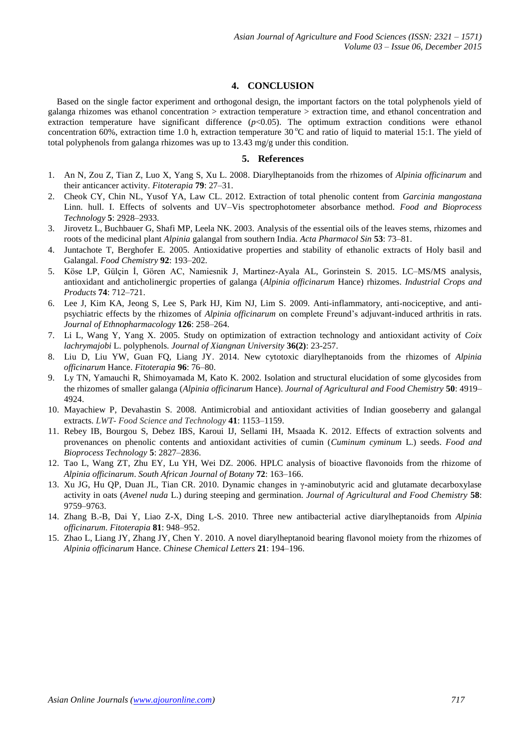## 4. CONCLUSION

Based on the single factor experiment and orthogonal design, the important factors on the total polyphenols yield of galanga rhizomes was ethanol concentration > extraction temperature > extraction time, and ethanol concentration and extraction temperature have significant difference ($p$<0.05). The optimum extraction conditions were ethanol concentration 60%, extraction time 1.0 h, extraction temperature 30 °C and ratio of liquid to material 15:1. The yield of total polyphenols from galanga rhizomes was up to 13.43 mg/g under this condition.

## 5. References

1. An N, Zou Z, Tian Z, Luo X, Yang S, Xu L. 2008. Diarylheptanoids from the rhizomes of *Alpinia officinarum* and their anticancer activity. *Fitoterapia* **79**: 27–31.
2. Cheok CY, Chin NL, Yusof YA, Law CL. 2012. Extraction of total phenolic content from *Garcinia mangostana* Linn. hull. I. Effects of solvents and UV–Vis spectrophotometer absorbance method. *Food and Bioprocess Technology* **5**: 2928–2933.
3. Jirovetz L, Buchbauer G, Shafi MP, Leela NK. 2003. Analysis of the essential oils of the leaves stems, rhizomes and roots of the medicinal plant *Alpinia* galangal from southern India. *Acta Pharmacol Sin* **53**: 73–81.
4. Juntachote T, Berghofer E. 2005. Antioxidative properties and stability of ethanolic extracts of Holy basil and Galangal. *Food Chemistry* **92**: 193–202.
5. Köse LP, Gülçin İ, Gören AC, Namiesnik J, Martinez-Ayala AL, Gorinstein S. 2015. LC–MS/MS analysis, antioxidant and anticholinergic properties of galanga (*Alpinia officinarum* Hance) rhizomes. *Industrial Crops and Products* **74**: 712–721.
6. Lee J, Kim KA, Jeong S, Lee S, Park HJ, Kim NJ, Lim S. 2009. Anti-inflammatory, anti-nociceptive, and anti-psychiatric effects by the rhizomes of *Alpinia officinarum* on complete Freund's adjuvant-induced arthritis in rats. *Journal of Ethnopharmacology* **126**: 258–264.
7. Li L, Wang Y, Yang X. 2005. Study on optimization of extraction technology and antioxidant activity of *Coix lachrymajobi* L. polyphenols. *Journal of Xiangnan University* **36(2)**: 23-257.
8. Liu D, Liu YW, Guan FQ, Liang JY. 2014. New cytotoxic diarylheptanoids from the rhizomes of *Alpinia officinarum* Hance. *Fitoterapia* **96**: 76–80.
9. Ly TN, Yamauchi R, Shimoyamada M, Kato K. 2002. Isolation and structural elucidation of some glycosides from the rhizomes of smaller galanga (*Alpinia officinarum* Hance). *Journal of Agricultural and Food Chemistry* **50**: 4919–4924.
10. Mayachiew P, Devahastin S. 2008. Antimicrobial and antioxidant activities of Indian gooseberry and galangal extracts. *LWT- Food Science and Technology* **41**: 1153–1159.
11. Rebey IB, Bourgou S, Debez IBS, Karoui IJ, Sellami IH, Msaada K. 2012. Effects of extraction solvents and provenances on phenolic contents and antioxidant activities of cumin (*Cuminum cyminum* L.) seeds. *Food and Bioprocess Technology* **5**: 2827–2836.
12. Tao L, Wang ZT, Zhu EY, Lu YH, Wei DZ. 2006. HPLC analysis of bioactive flavonoids from the rhizome of *Alpinia officinarum*. *South African Journal of Botany* **72**: 163–166.
13. Xu JG, Hu QP, Duan JL, Tian CR. 2010. Dynamic changes in γ-aminobutyric acid and glutamate decarboxylase activity in oats (*Avenel nuda* L.) during steeping and germination. *Journal of Agricultural and Food Chemistry* **58**: 9759–9763.
14. Zhang B.-B, Dai Y, Liao Z-X, Ding L-S. 2010. Three new antibacterial active diarylheptanoids from *Alpinia officinarum*. *Fitoterapia* **81**: 948–952.
15. Zhao L, Liang JY, Zhang JY, Chen Y. 2010. A novel diarylheptanoid bearing flavonol moiety from the rhizomes of *Alpinia officinarum* Hance. *Chinese Chemical Letters* **21**: 194–196.